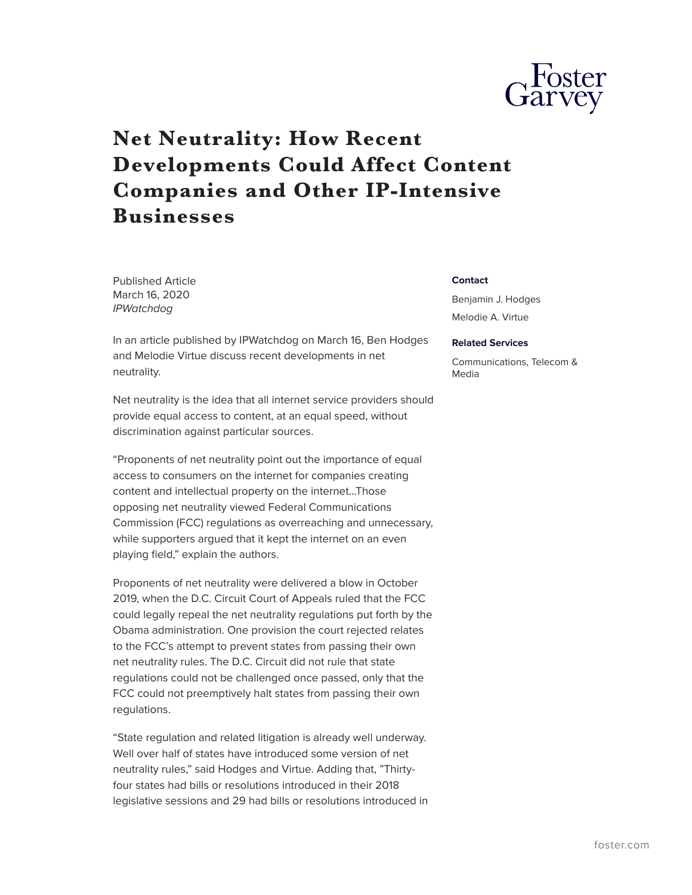# Net Neutrality: How Recent Developments Could Affect Content Companies and Other IP-Intensive Businesses

Published Article
March 16, 2020
*IPWatchdog*

**Contact**

Benjamin J. Hodges

Melodie A. Virtue

**Related Services**

Communications, Telecom & Media

In an article published by IPWatchdog on March 16, Ben Hodges and Melodie Virtue discuss recent developments in net neutrality.

Net neutrality is the idea that all internet service providers should provide equal access to content, at an equal speed, without discrimination against particular sources.

"Proponents of net neutrality point out the importance of equal access to consumers on the internet for companies creating content and intellectual property on the internet...Those opposing net neutrality viewed Federal Communications Commission (FCC) regulations as overreaching and unnecessary, while supporters argued that it kept the internet on an even playing field," explain the authors.

Proponents of net neutrality were delivered a blow in October 2019, when the D.C. Circuit Court of Appeals ruled that the FCC could legally repeal the net neutrality regulations put forth by the Obama administration. One provision the court rejected relates to the FCC's attempt to prevent states from passing their own net neutrality rules. The D.C. Circuit did not rule that state regulations could not be challenged once passed, only that the FCC could not preemptively halt states from passing their own regulations.

"State regulation and related litigation is already well underway. Well over half of states have introduced some version of net neutrality rules," said Hodges and Virtue. Adding that, "Thirty-four states had bills or resolutions introduced in their 2018 legislative sessions and 29 had bills or resolutions introduced in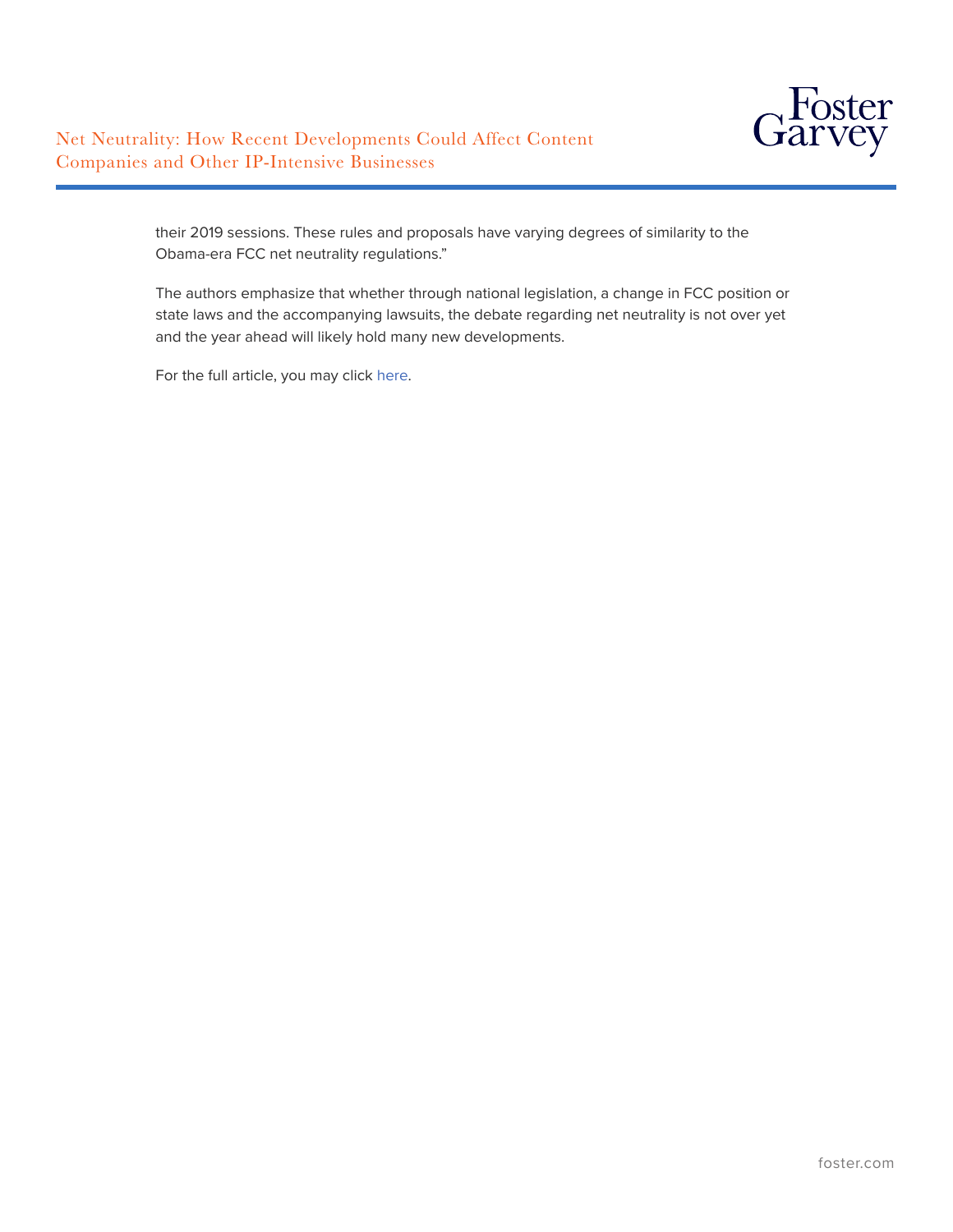their 2019 sessions. These rules and proposals have varying degrees of similarity to the Obama-era FCC net neutrality regulations."

The authors emphasize that whether through national legislation, a change in FCC position or state laws and the accompanying lawsuits, the debate regarding net neutrality is not over yet and the year ahead will likely hold many new developments.

For the full article, you may click here.